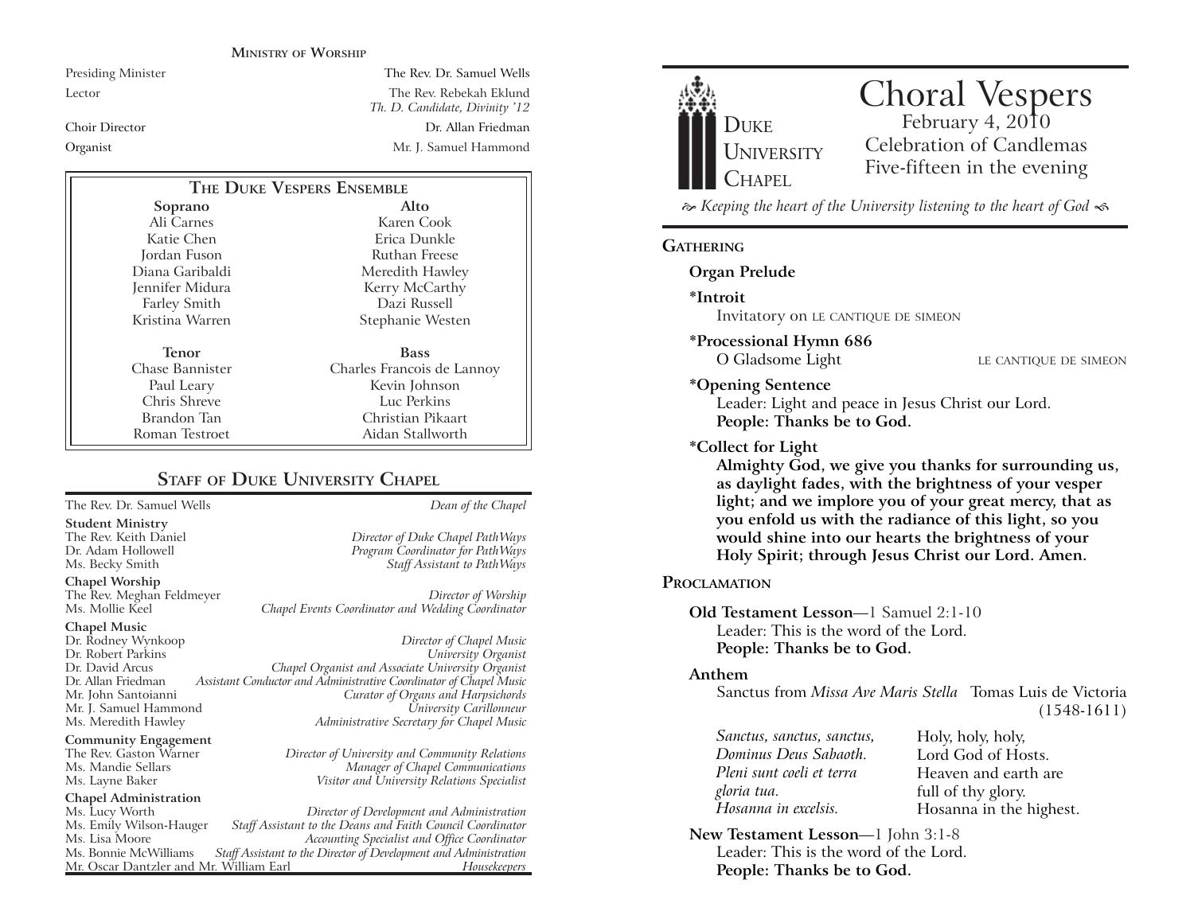## Ministry of Worship

| | |
|---|---|
| Presiding Minister | The Rev. Dr. Samuel Wells |
| Lector | The Rev. Rebekah Eklund<br>*Th. D. Candidate, Divinity '12* |
| Choir Director | Dr. Allan Friedman |
| Organist | Mr. J. Samuel Hammond |

## The Duke Vespers Ensemble

| Soprano | Alto |
|---|---|
| Ali Carnes | Karen Cook |
| Katie Chen | Erica Dunkle |
| Jordan Fuson | Ruthan Freese |
| Diana Garibaldi | Meredith Hawley |
| Jennifer Midura | Kerry McCarthy |
| Farley Smith | Dazi Russell |
| Kristina Warren | Stephanie Westen |

| Tenor | Bass |
|---|---|
| Chase Bannister | Charles Francois de Lannoy |
| Paul Leary | Kevin Johnson |
| Chris Shreve | Luc Perkins |
| Brandon Tan | Christian Pikaart |
| Roman Testroet | Aidan Stallworth |

## Staff of Duke University Chapel

The Rev. Dr. Samuel Wells — *Dean of the Chapel*

**Student Ministry**
The Rev. Keith Daniel — *Director of Duke Chapel PathWays*
Dr. Adam Hollowell — *Program Coordinator for PathWays*
Ms. Becky Smith — *Staff Assistant to PathWays*

**Chapel Worship**
The Rev. Meghan Feldmeyer — *Director of Worship*
Ms. Mollie Keel — *Chapel Events Coordinator and Wedding Coordinator*

**Chapel Music**
Dr. Rodney Wynkoop — *Director of Chapel Music*
Dr. Robert Parkins — *University Organist*
Dr. David Arcus — *Chapel Organist and Associate University Organist*
Dr. Allan Friedman — *Assistant Conductor and Administrative Coordinator of Chapel Music*
Mr. John Santoianni — *Curator of Organs and Harpsichords*
Mr. J. Samuel Hammond — *University Carillonneur*
Ms. Meredith Hawley — *Administrative Secretary for Chapel Music*

**Community Engagement**
The Rev. Gaston Warner — *Director of University and Community Relations*
Ms. Mandie Sellars — *Manager of Chapel Communications*
Ms. Layne Baker — *Visitor and University Relations Specialist*

**Chapel Administration**
Ms. Lucy Worth — *Director of Development and Administration*
Ms. Emily Wilson-Hauger — *Staff Assistant to the Deans and Faith Council Coordinator*
Ms. Lisa Moore — *Accounting Specialist and Office Coordinator*
Ms. Bonnie McWilliams — *Staff Assistant to the Director of Development and Administration*
Mr. Oscar Dantzler and Mr. William Earl — *Housekeepers*

---

Duke University Chapel

# Choral Vespers

February 4, 2010
Celebration of Candlemas
Five-fifteen in the evening

*Keeping the heart of the University listening to the heart of God*

## Gathering

**Organ Prelude**

**\*Introit**
Invitatory on LE CANTIQUE DE SIMEON

**\*Processional Hymn 686**
O Gladsome Light — LE CANTIQUE DE SIMEON

**\*Opening Sentence**
Leader: Light and peace in Jesus Christ our Lord.
**People: Thanks be to God.**

**\*Collect for Light**
**Almighty God, we give you thanks for surrounding us, as daylight fades, with the brightness of your vesper light; and we implore you of your great mercy, that as you enfold us with the radiance of this light, so you would shine into our hearts the brightness of your Holy Spirit; through Jesus Christ our Lord. Amen.**

## Proclamation

**Old Testament Lesson**—1 Samuel 2:1-10
Leader: This is the word of the Lord.
**People: Thanks be to God.**

**Anthem**
Sanctus from *Missa Ave Maris Stella* — Tomas Luis de Victoria (1548-1611)

| | |
|---|---|
| *Sanctus, sanctus, sanctus,* | Holy, holy, holy, |
| *Dominus Deus Sabaoth.* | Lord God of Hosts. |
| *Pleni sunt coeli et terra* | Heaven and earth are |
| *gloria tua.* | full of thy glory. |
| *Hosanna in excelsis.* | Hosanna in the highest. |

**New Testament Lesson**—1 John 3:1-8
Leader: This is the word of the Lord.
**People: Thanks be to God.**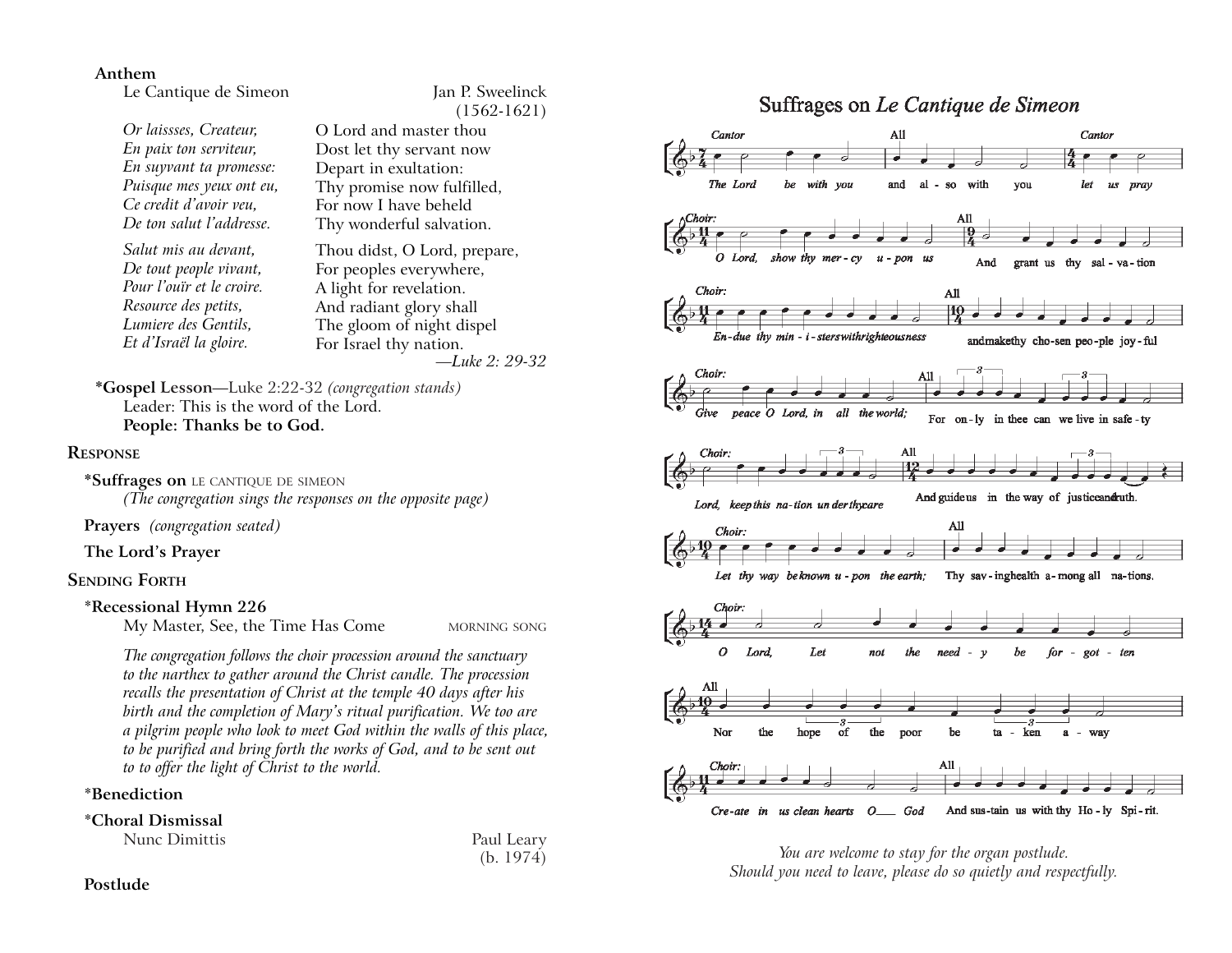**Anthem**

Le Cantique de Simeon — Jan P. Sweelinck (1562-1621)

*Or laissses, Createur,*
*En paix ton serviteur,*
*En suyvant ta promesse:*
*Puisque mes yeux ont eu,*
*Ce credit d'avoir veu,*
*De ton salut l'addresse.*

*Salut mis au devant,*
*De tout people vivant,*
*Pour l'ouïr et le croire.*
*Resource des petits,*
*Lumiere des Gentils,*
*Et d'Israël la gloire.*

O Lord and master thou
Dost let thy servant now
Depart in exultation:
Thy promise now fulfilled,
For now I have beheld
Thy wonderful salvation.

Thou didst, O Lord, prepare,
For peoples everywhere,
A light for revelation.
And radiant glory shall
The gloom of night dispel
For Israel thy nation.

*—Luke 2: 29-32*

***Gospel Lesson**—Luke 2:22-32 *(congregation stands)*
Leader: This is the word of the Lord.
**People: Thanks be to God.**

## Response

***Suffrages on** LE CANTIQUE DE SIMEON
*(The congregation sings the responses on the opposite page)*

**Prayers** *(congregation seated)*

**The Lord's Prayer**

## Sending Forth

***Recessional Hymn 226**
My Master, See, the Time Has Come — MORNING SONG

*The congregation follows the choir procession around the sanctuary to the narthex to gather around the Christ candle. The procession recalls the presentation of Christ at the temple 40 days after his birth and the completion of Mary's ritual purification. We too are a pilgrim people who look to meet God within the walls of this place, to be purified and bring forth the works of God, and to be sent out to to offer the light of Christ to the world.*

***Benediction**

***Choral Dismissal**
Nunc Dimittis — Paul Leary (b. 1974)

**Postlude**

## Suffrages on *Le Cantique de Simeon*

Cantor: The Lord be with you
All: and also with you
Cantor: let us pray

Choir: O Lord, show thy mercy upon us
All: And grant us thy salvation

Choir: Endue thy ministers with righteousness
All: and make thy chosen people joyful

Choir: Give peace O Lord, in all the world;
All: For only in thee can we live in safety

Choir: Lord, keep this nation under thy care
All: And guide us in the way of justice and truth.

Choir: Let thy way be known upon the earth;
All: Thy saving health among all nations.

Choir: O Lord, Let not the needy be forgotten
All: Nor the hope of the poor be taken away

Choir: Create in us clean hearts O God
All: And sustain us with thy Holy Spirit.

*You are welcome to stay for the organ postlude.*
*Should you need to leave, please do so quietly and respectfully.*